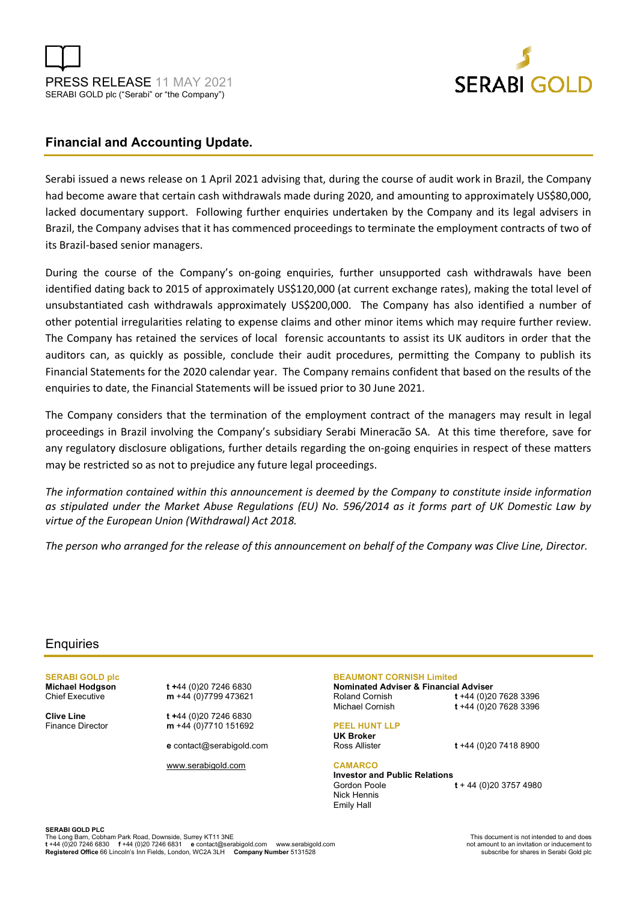PRESS RELEASE 11 MAY 2021
SERABI GOLD plc ("Serabi" or "the Company")

SERABI GOLD

## Financial and Accounting Update.

Serabi issued a news release on 1 April 2021 advising that, during the course of audit work in Brazil, the Company had become aware that certain cash withdrawals made during 2020, and amounting to approximately US$80,000, lacked documentary support. Following further enquiries undertaken by the Company and its legal advisers in Brazil, the Company advises that it has commenced proceedings to terminate the employment contracts of two of its Brazil-based senior managers.

During the course of the Company's on-going enquiries, further unsupported cash withdrawals have been identified dating back to 2015 of approximately US$120,000 (at current exchange rates), making the total level of unsubstantiated cash withdrawals approximately US$200,000. The Company has also identified a number of other potential irregularities relating to expense claims and other minor items which may require further review. The Company has retained the services of local forensic accountants to assist its UK auditors in order that the auditors can, as quickly as possible, conclude their audit procedures, permitting the Company to publish its Financial Statements for the 2020 calendar year. The Company remains confident that based on the results of the enquiries to date, the Financial Statements will be issued prior to 30 June 2021.

The Company considers that the termination of the employment contract of the managers may result in legal proceedings in Brazil involving the Company's subsidiary Serabi Mineracão SA. At this time therefore, save for any regulatory disclosure obligations, further details regarding the on-going enquiries in respect of these matters may be restricted so as not to prejudice any future legal proceedings.

*The information contained within this announcement is deemed by the Company to constitute inside information as stipulated under the Market Abuse Regulations (EU) No. 596/2014 as it forms part of UK Domestic Law by virtue of the European Union (Withdrawal) Act 2018.*

*The person who arranged for the release of this announcement on behalf of the Company was Clive Line, Director.*

## Enquiries

**SERABI GOLD plc**

**Michael Hodgson**
Chief Executive
**t** +44 (0)20 7246 6830
**m** +44 (0)7799 473621

**Clive Line**
Finance Director
**t** +44 (0)20 7246 6830
**m** +44 (0)7710 151692

**e** contact@serabigold.com

www.serabigold.com

**BEAUMONT CORNISH Limited**
**Nominated Adviser & Financial Adviser**
Roland Cornish **t** +44 (0)20 7628 3396
Michael Cornish **t** +44 (0)20 7628 3396

**PEEL HUNT LLP**
**UK Broker**
Ross Allister **t** +44 (0)20 7418 8900

**CAMARCO**
**Investor and Public Relations**
Gordon Poole **t** + 44 (0)20 3757 4980
Nick Hennis
Emily Hall

**SERABI GOLD PLC**
The Long Barn, Cobham Park Road, Downside, Surrey KT11 3NE
**t** +44 (0)20 7246 6830 **f** +44 (0)20 7246 6831 **e** contact@serabigold.com www.serabigold.com
**Registered Office** 66 Lincoln's Inn Fields, London, WC2A 3LH **Company Number** 5131528

This document is not intended to and does not amount to an invitation or inducement to subscribe for shares in Serabi Gold plc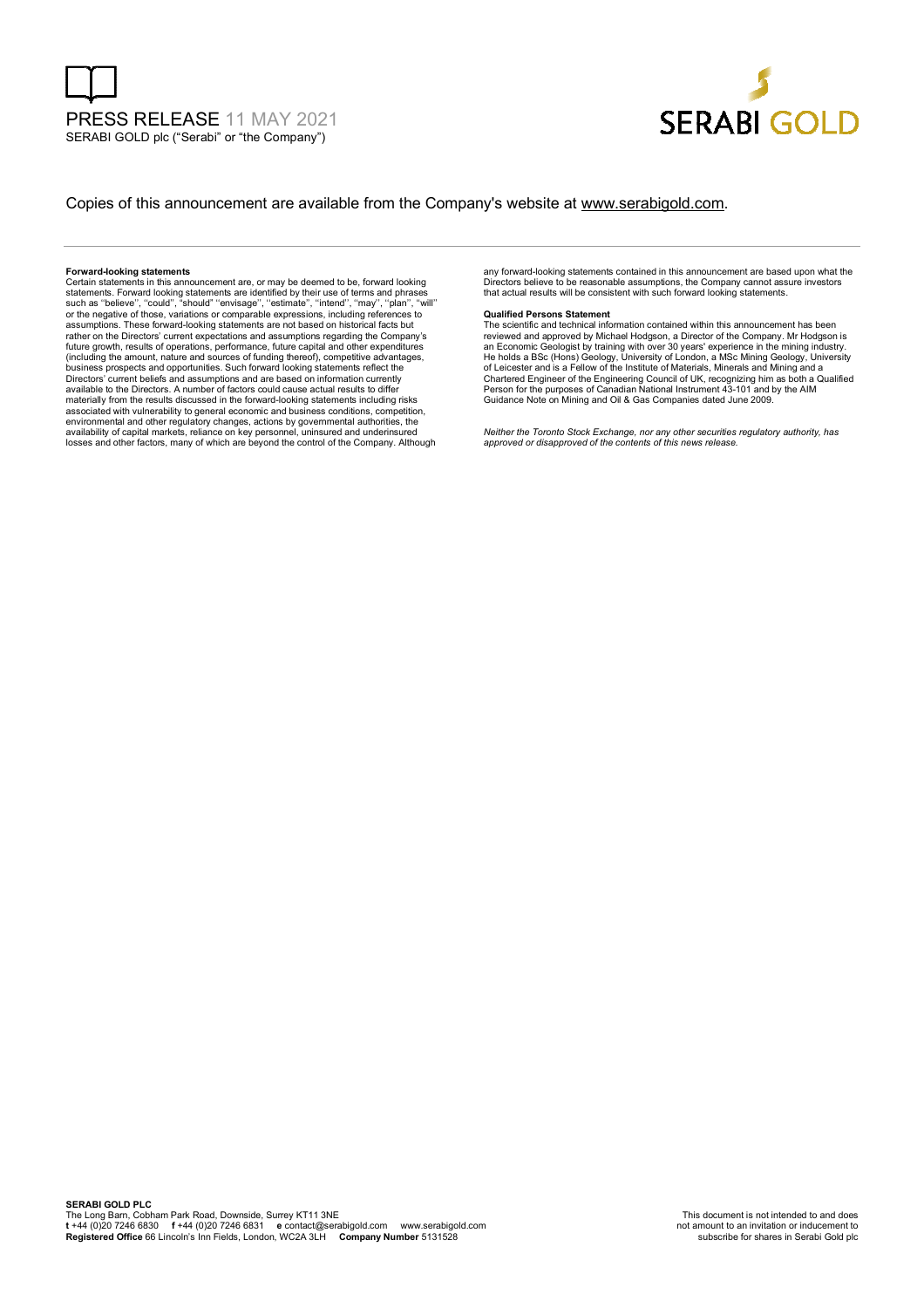Copies of this announcement are available from the Company's website at www.serabigold.com.

**Forward-looking statements**

Certain statements in this announcement are, or may be deemed to be, forward looking statements. Forward looking statements are identified by their use of terms and phrases such as ''believe'', ''could'', "should" ''envisage'', ''estimate'', ''intend'', ''may'', ''plan'', ''will'' or the negative of those, variations or comparable expressions, including references to assumptions. These forward-looking statements are not based on historical facts but rather on the Directors' current expectations and assumptions regarding the Company's future growth, results of operations, performance, future capital and other expenditures (including the amount, nature and sources of funding thereof), competitive advantages, business prospects and opportunities. Such forward looking statements reflect the Directors' current beliefs and assumptions and are based on information currently available to the Directors. A number of factors could cause actual results to differ materially from the results discussed in the forward-looking statements including risks associated with vulnerability to general economic and business conditions, competition, environmental and other regulatory changes, actions by governmental authorities, the availability of capital markets, reliance on key personnel, uninsured and underinsured losses and other factors, many of which are beyond the control of the Company. Although any forward-looking statements contained in this announcement are based upon what the Directors believe to be reasonable assumptions, the Company cannot assure investors that actual results will be consistent with such forward looking statements.

**Qualified Persons Statement**

The scientific and technical information contained within this announcement has been reviewed and approved by Michael Hodgson, a Director of the Company. Mr Hodgson is an Economic Geologist by training with over 30 years' experience in the mining industry. He holds a BSc (Hons) Geology, University of London, a MSc Mining Geology, University of Leicester and is a Fellow of the Institute of Materials, Minerals and Mining and a Chartered Engineer of the Engineering Council of UK, recognizing him as both a Qualified Person for the purposes of Canadian National Instrument 43-101 and by the AIM Guidance Note on Mining and Oil & Gas Companies dated June 2009.

*Neither the Toronto Stock Exchange, nor any other securities regulatory authority, has approved or disapproved of the contents of this news release.*